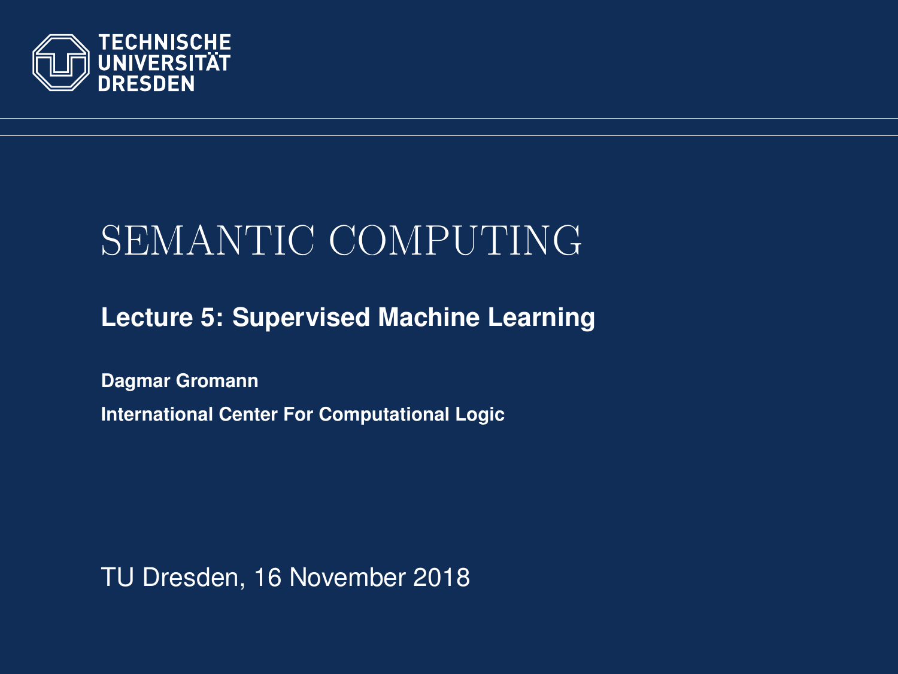TECHNISCHE UNIVERSITÄT DRESDEN

# SEMANTIC COMPUTING

## Lecture 5: Supervised Machine Learning

**Dagmar Gromann**

**International Center For Computational Logic**

TU Dresden, 16 November 2018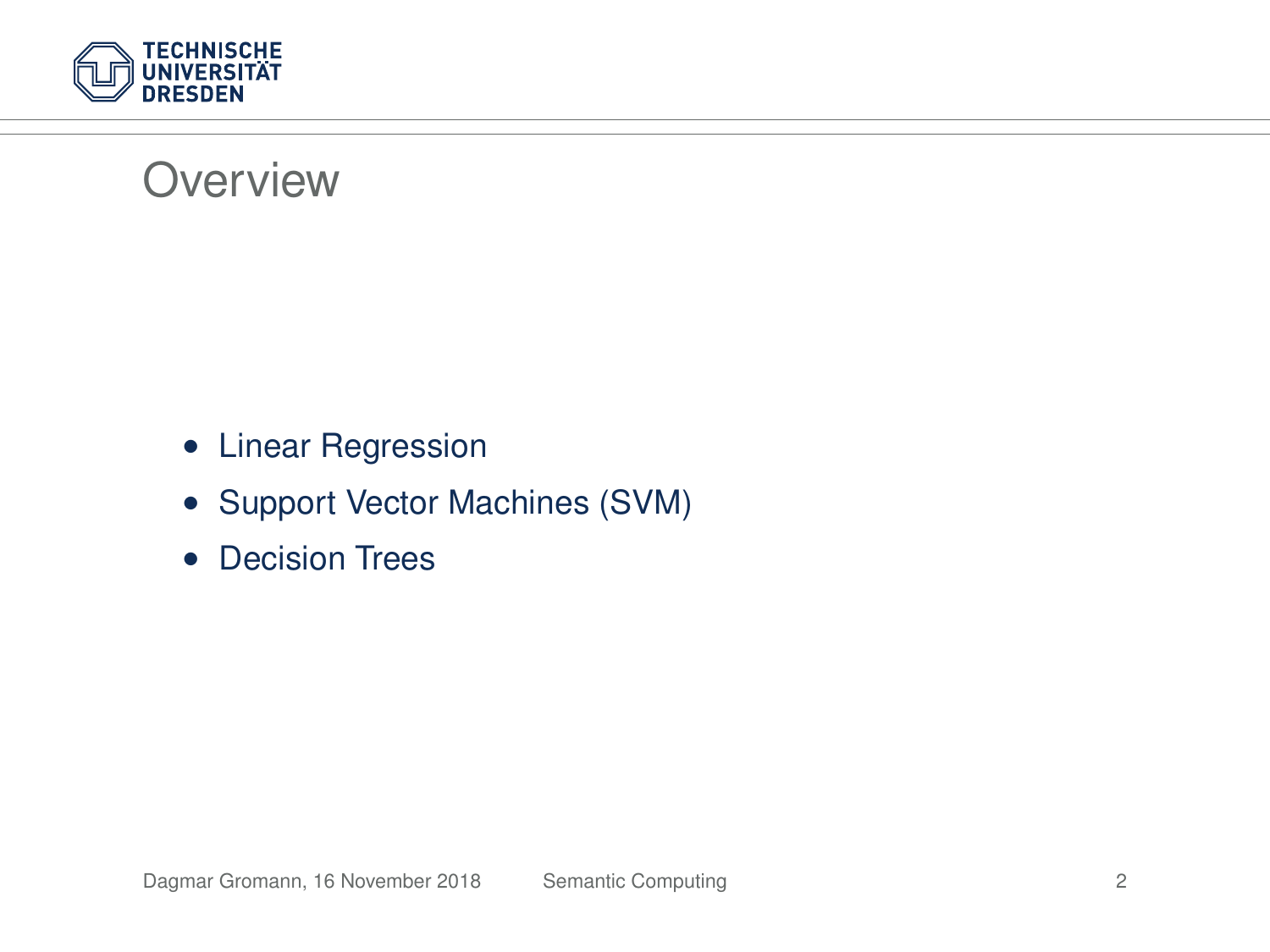# Overview

- Linear Regression
- Support Vector Machines (SVM)
- Decision Trees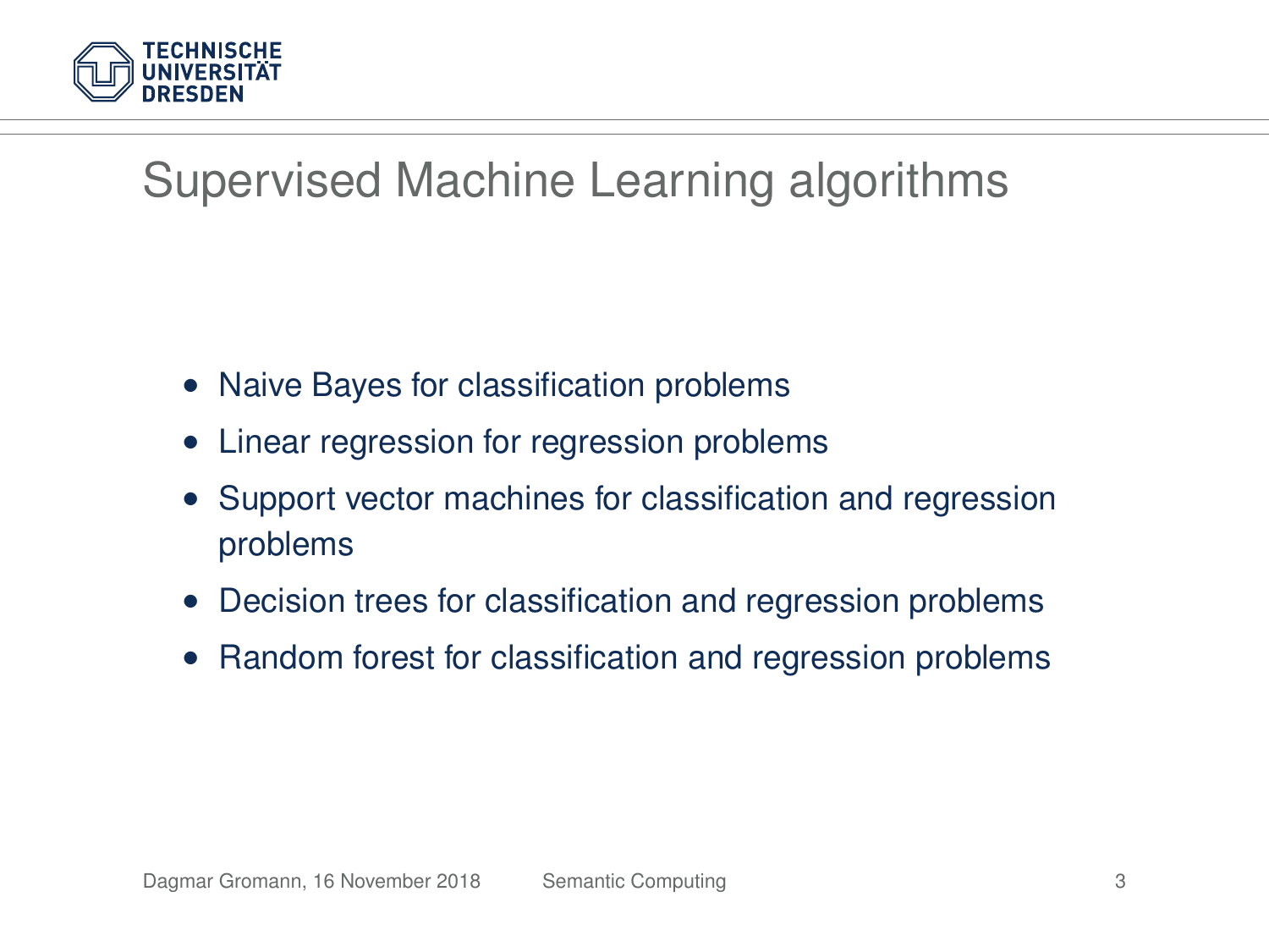# Supervised Machine Learning algorithms

- Naive Bayes for classification problems
- Linear regression for regression problems
- Support vector machines for classification and regression problems
- Decision trees for classification and regression problems
- Random forest for classification and regression problems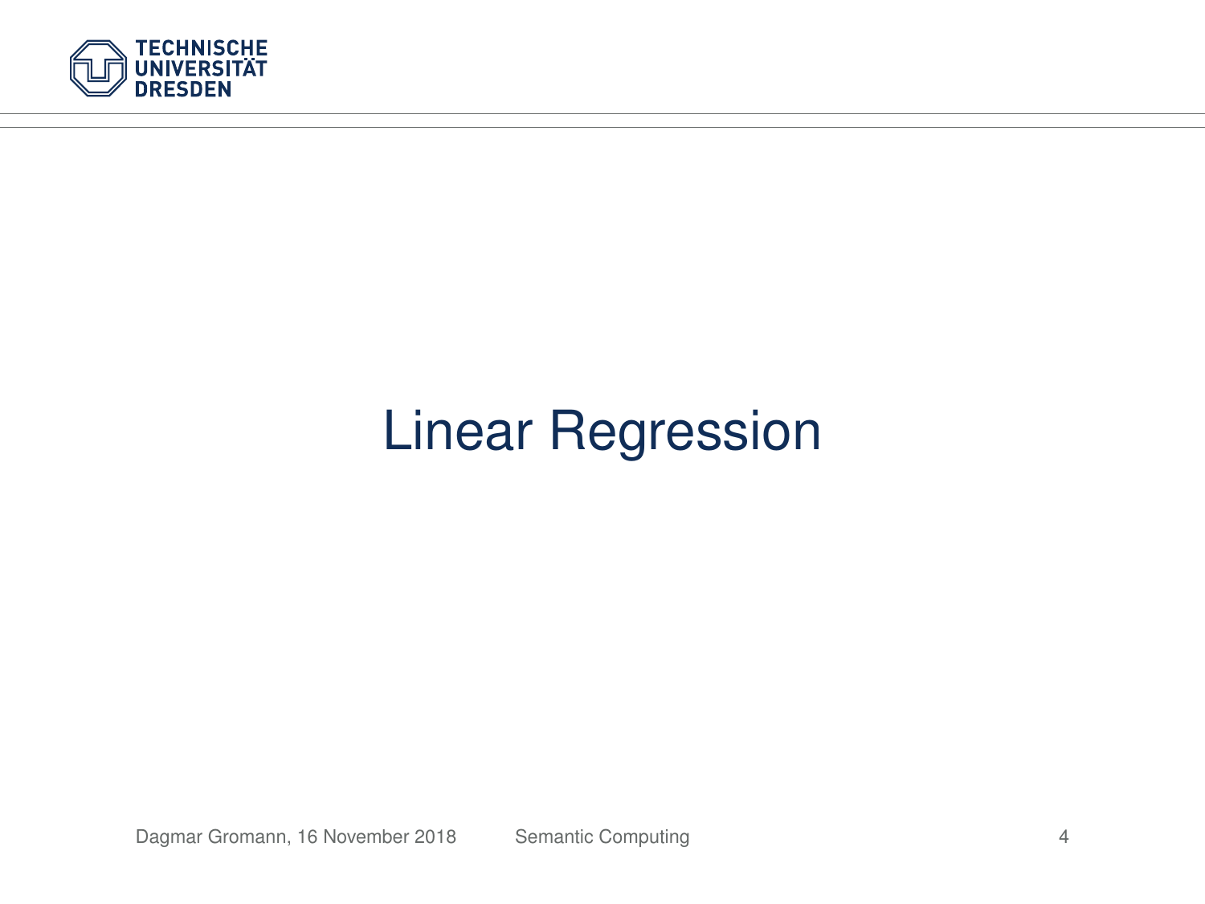# Linear Regression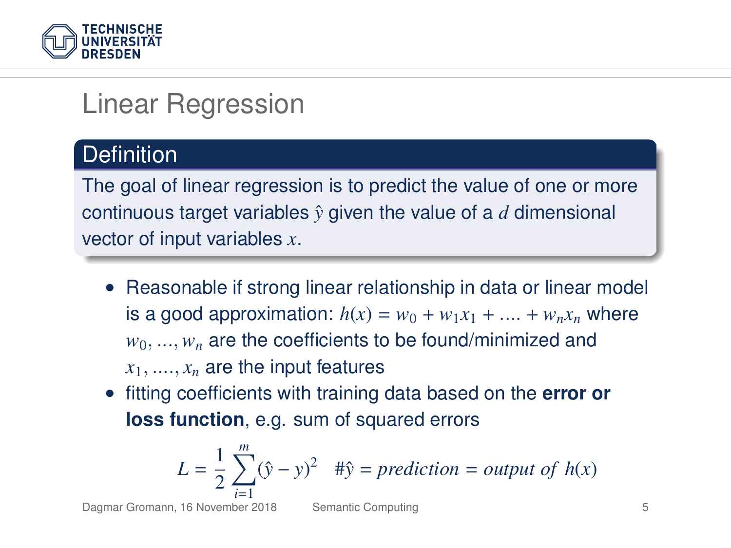# Linear Regression

## Definition

The goal of linear regression is to predict the value of one or more continuous target variables $\hat{y}$ given the value of a $d$ dimensional vector of input variables $x$.

- Reasonable if strong linear relationship in data or linear model is a good approximation: $h(x) = w_0 + w_1 x_1 + .... + w_n x_n$ where $w_0, ..., w_n$ are the coefficients to be found/minimized and $x_1, ...., x_n$ are the input features
- fitting coefficients with training data based on the **error or loss function**, e.g. sum of squared errors

$$L = \frac{1}{2} \sum_{i=1}^{m} (\hat{y} - y)^2 \quad \# \hat{y} = prediction = output\ of\ h(x)$$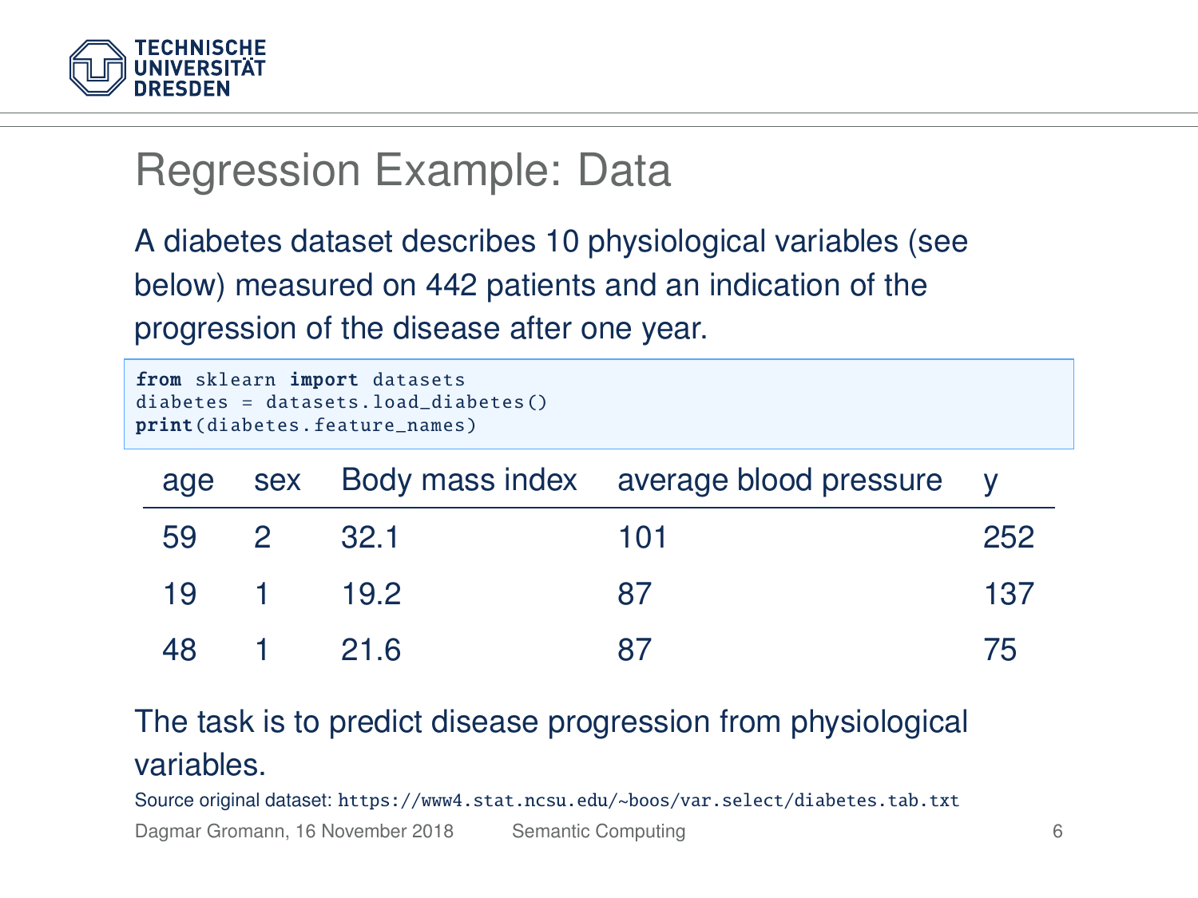# Regression Example: Data

A diabetes dataset describes 10 physiological variables (see below) measured on 442 patients and an indication of the progression of the disease after one year.

```
from sklearn import datasets
diabetes = datasets.load_diabetes()
print(diabetes.feature_names)
```

| age | sex | Body mass index | average blood pressure | y |
|---|---|---|---|---|
| 59 | 2 | 32.1 | 101 | 252 |
| 19 | 1 | 19.2 | 87 | 137 |
| 48 | 1 | 21.6 | 87 | 75 |

The task is to predict disease progression from physiological variables.

Source original dataset: https://www4.stat.ncsu.edu/~boos/var.select/diabetes.tab.txt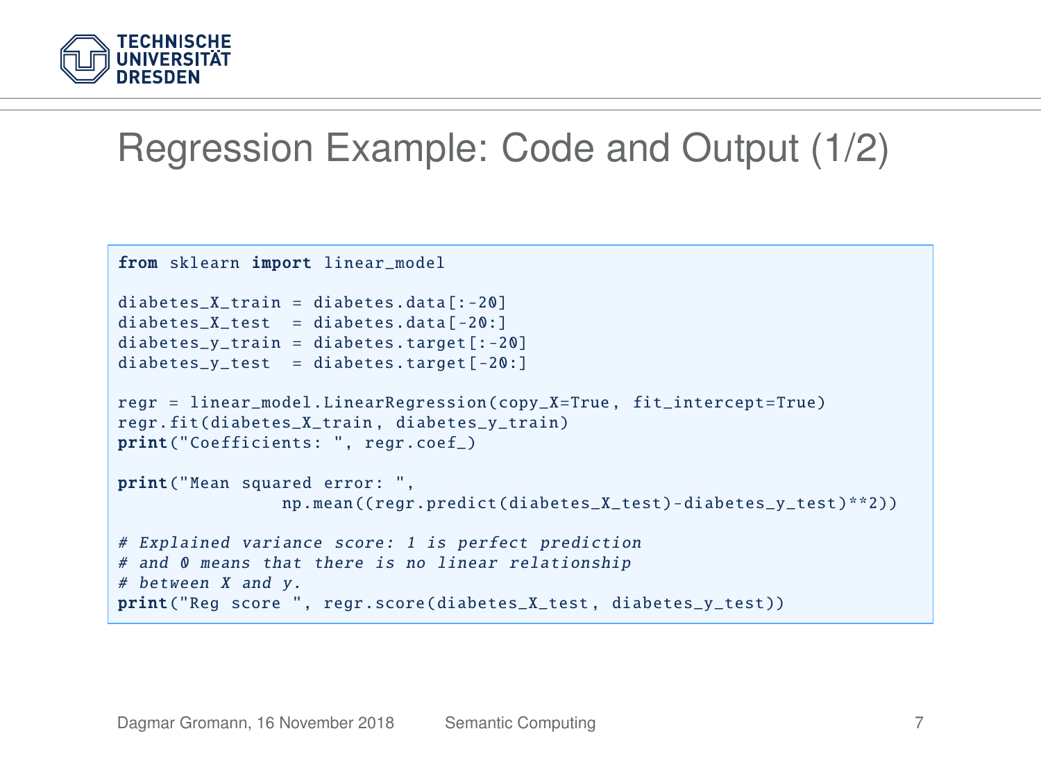# Regression Example: Code and Output (1/2)

```
from sklearn import linear_model

diabetes_X_train = diabetes.data[:-20]
diabetes_X_test  = diabetes.data[-20:]
diabetes_y_train = diabetes.target[:-20]
diabetes_y_test  = diabetes.target[-20:]

regr = linear_model.LinearRegression(copy_X=True, fit_intercept=True)
regr.fit(diabetes_X_train, diabetes_y_train)
print("Coefficients: ", regr.coef_)

print("Mean squared error: ",
                np.mean((regr.predict(diabetes_X_test)-diabetes_y_test)**2))

# Explained variance score: 1 is perfect prediction
# and 0 means that there is no linear relationship
# between X and y.
print("Reg score ", regr.score(diabetes_X_test, diabetes_y_test))
```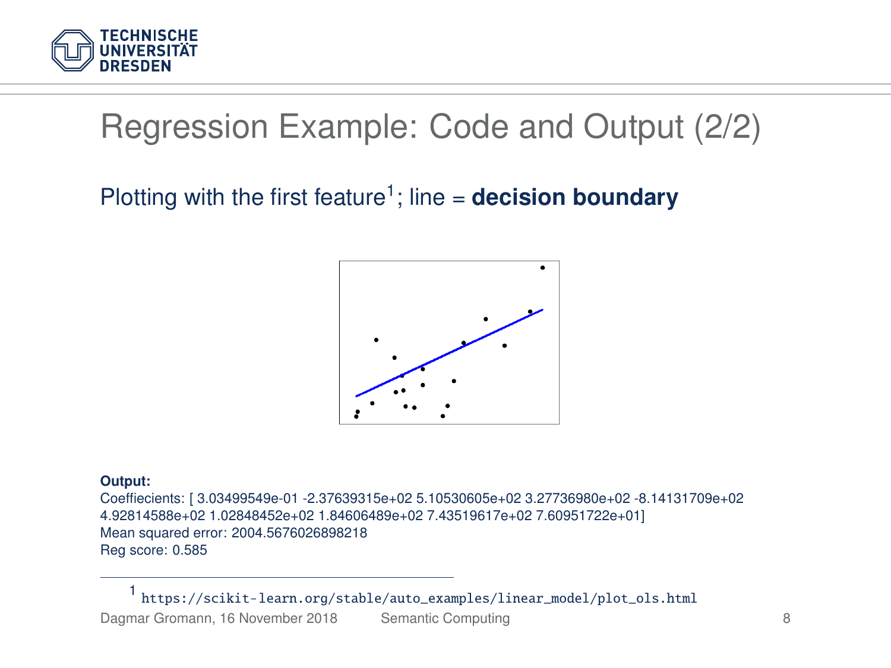# Regression Example: Code and Output (2/2)

Plotting with the first feature[1]; line = **decision boundary**

**Output:**

Coeffiecients: [ 3.03499549e-01 -2.37639315e+02 5.10530605e+02 3.27736980e+02 -8.14131709e+02 4.92814588e+02 1.02848452e+02 1.84606489e+02 7.43519617e+02 7.60951722e+01]
Mean squared error: 2004.5676026898218
Reg score: 0.585

[1] https://scikit-learn.org/stable/auto_examples/linear_model/plot_ols.html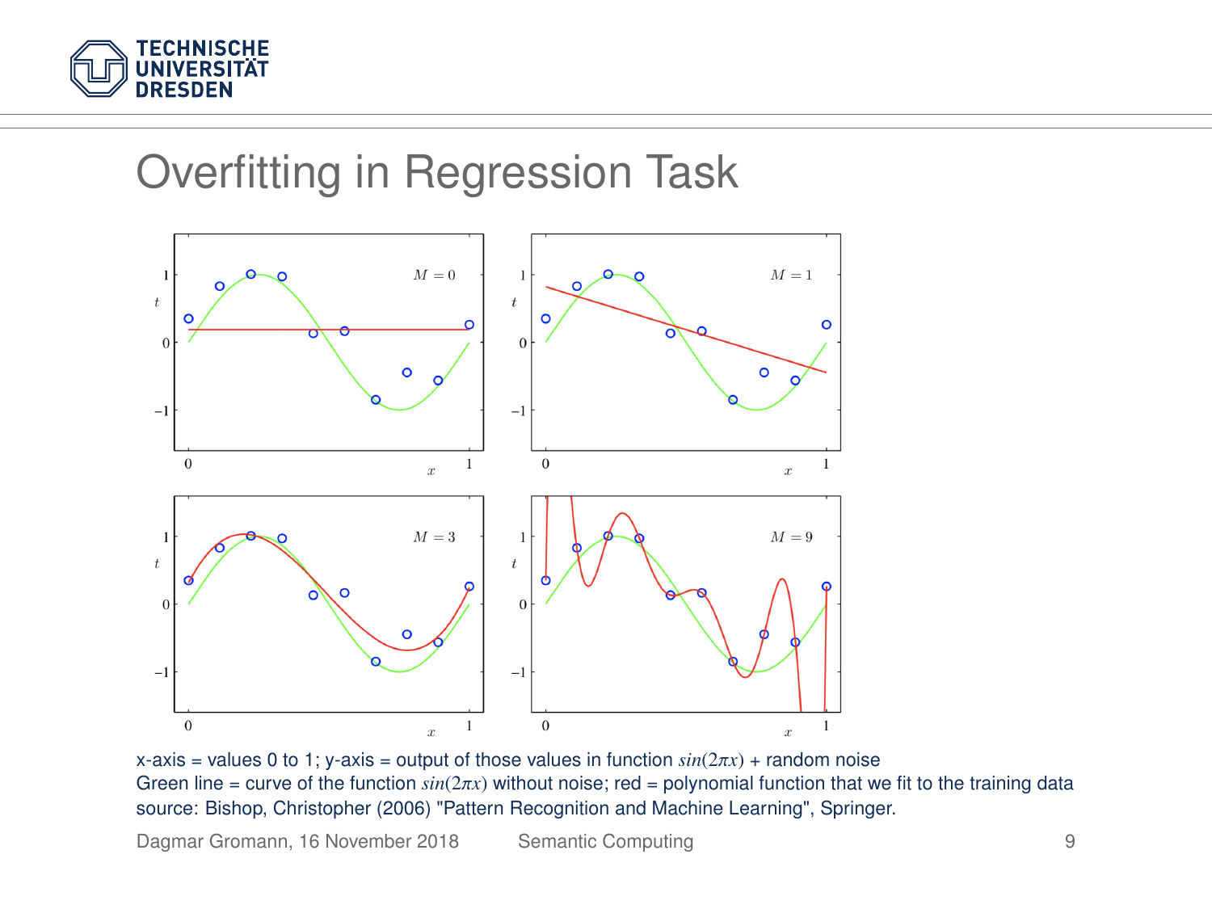# Overfitting in Regression Task

x-axis = values 0 to 1; y-axis = output of those values in function $sin(2\pi x)$ + random noise
Green line = curve of the function $sin(2\pi x)$ without noise; red = polynomial function that we fit to the training data
source: Bishop, Christopher (2006) "Pattern Recognition and Machine Learning", Springer.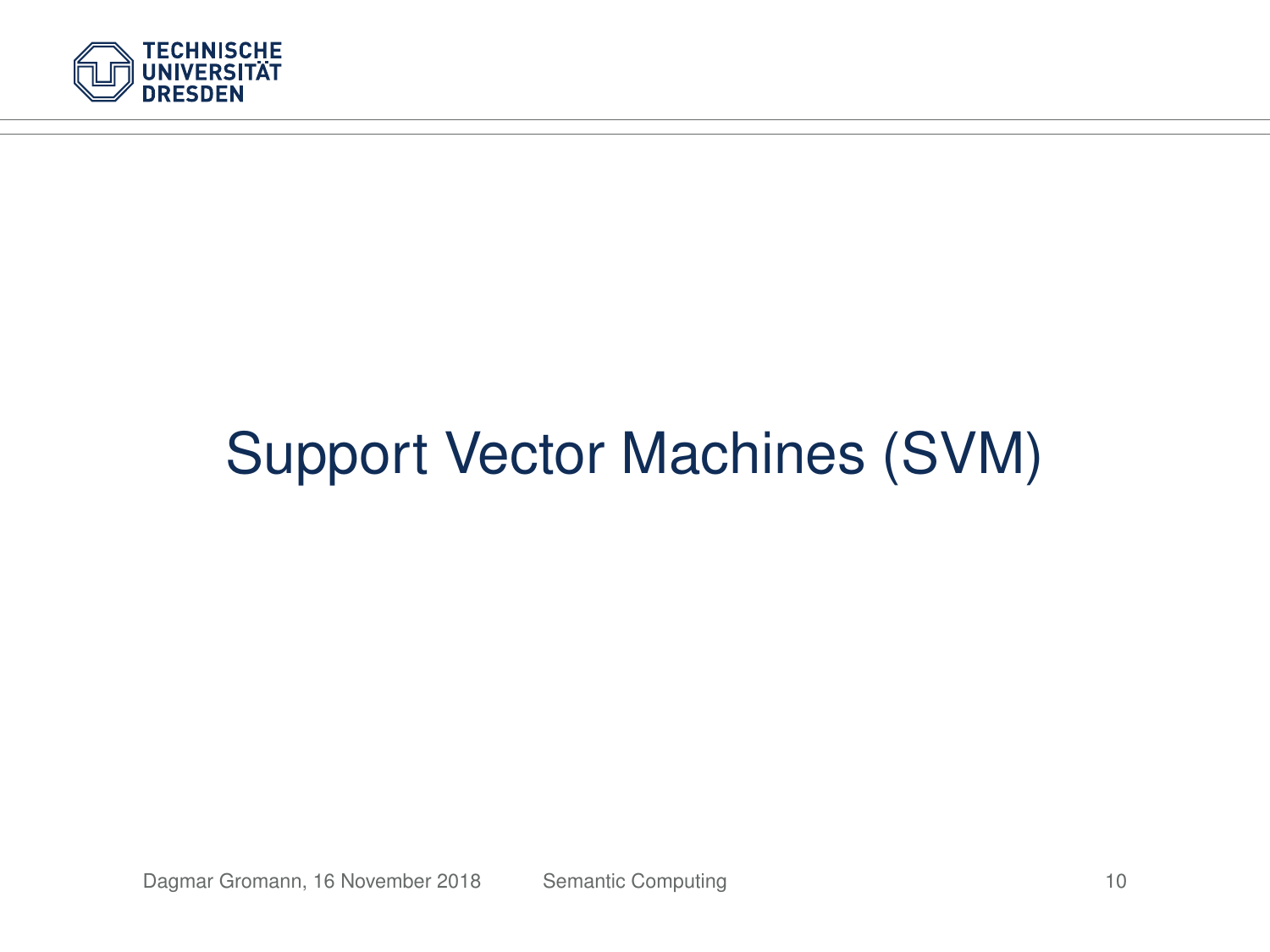# Support Vector Machines (SVM)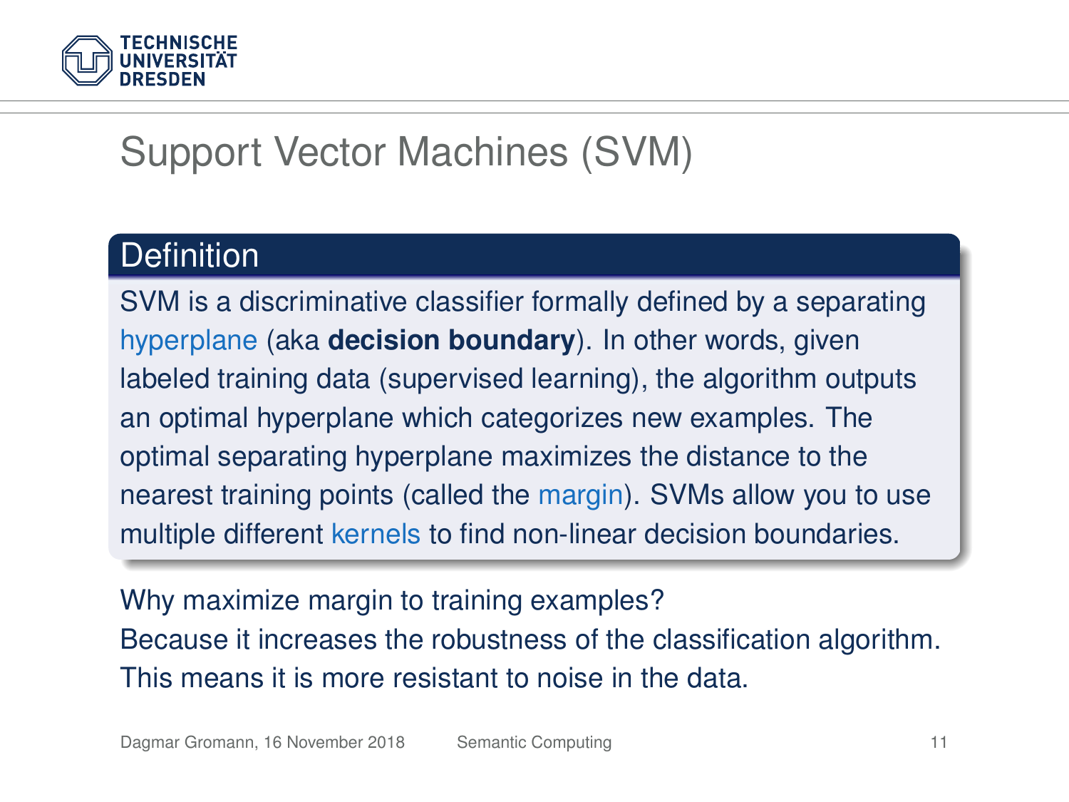# Support Vector Machines (SVM)

## Definition

SVM is a discriminative classifier formally defined by a separating hyperplane (aka **decision boundary**). In other words, given labeled training data (supervised learning), the algorithm outputs an optimal hyperplane which categorizes new examples. The optimal separating hyperplane maximizes the distance to the nearest training points (called the margin). SVMs allow you to use multiple different kernels to find non-linear decision boundaries.

Why maximize margin to training examples?
Because it increases the robustness of the classification algorithm. This means it is more resistant to noise in the data.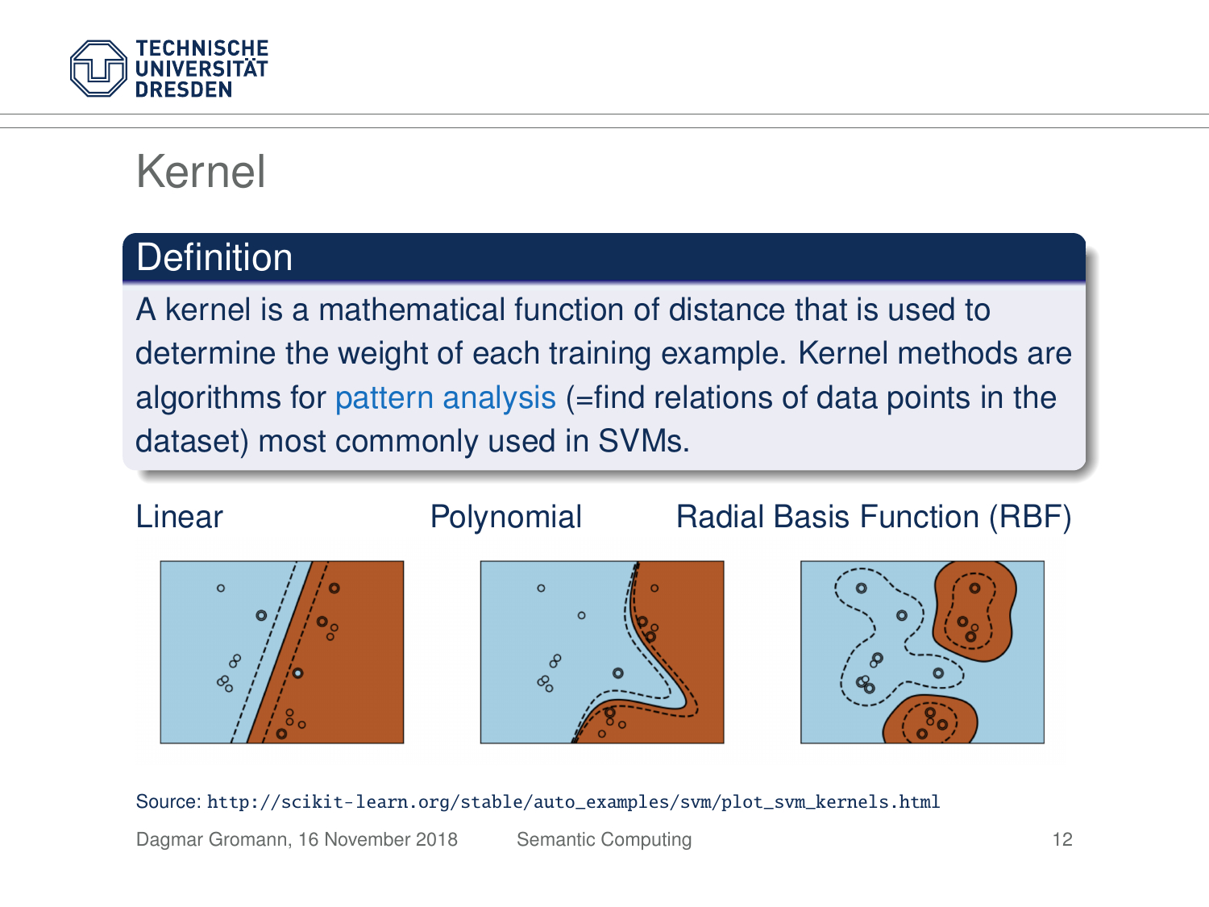# Kernel

## Definition

A kernel is a mathematical function of distance that is used to determine the weight of each training example. Kernel methods are algorithms for pattern analysis (=find relations of data points in the dataset) most commonly used in SVMs.

Linear Polynomial Radial Basis Function (RBF)

Source: `http://scikit-learn.org/stable/auto_examples/svm/plot_svm_kernels.html`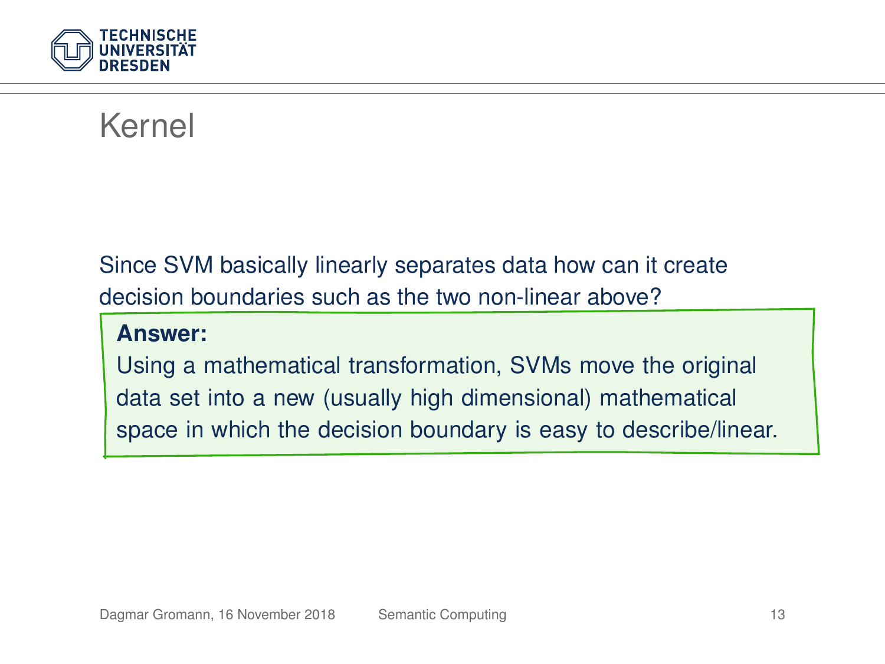# Kernel

Since SVM basically linearly separates data how can it create decision boundaries such as the two non-linear above?

**Answer:**

Using a mathematical transformation, SVMs move the original data set into a new (usually high dimensional) mathematical space in which the decision boundary is easy to describe/linear.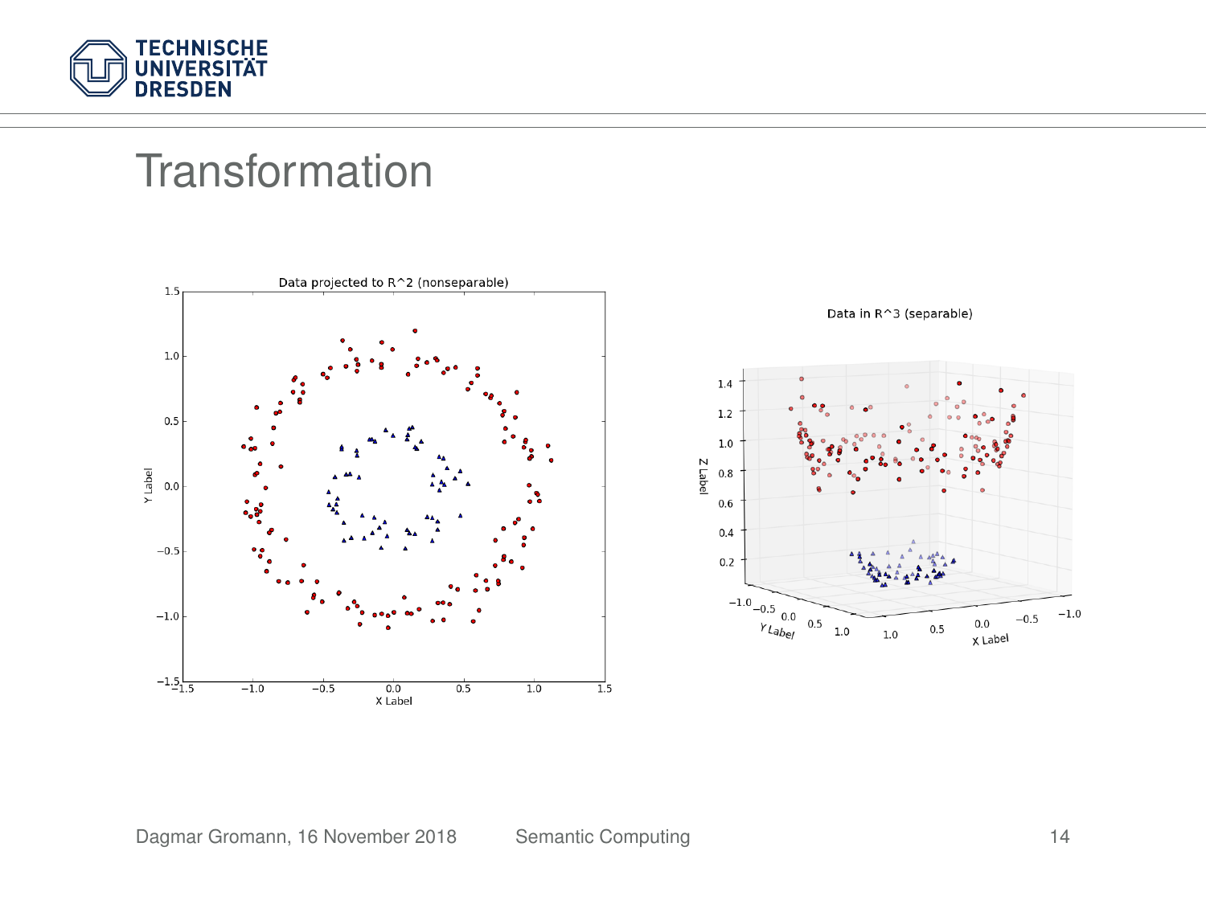# Transformation

Data projected to R^2 (nonseparable)

Data in R^3 (separable)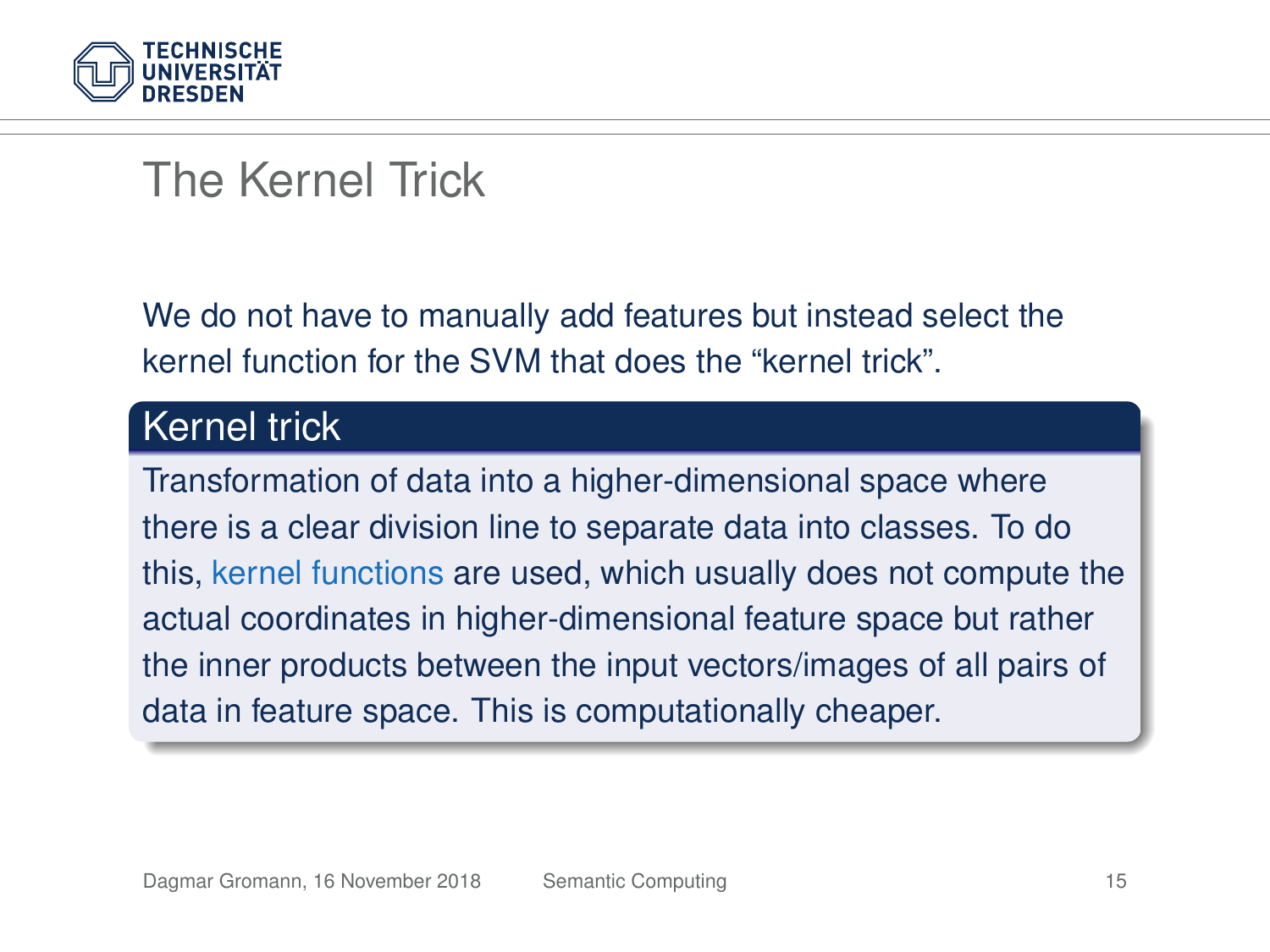# The Kernel Trick

We do not have to manually add features but instead select the kernel function for the SVM that does the "kernel trick".

## Kernel trick

Transformation of data into a higher-dimensional space where there is a clear division line to separate data into classes. To do this, kernel functions are used, which usually does not compute the actual coordinates in higher-dimensional feature space but rather the inner products between the input vectors/images of all pairs of data in feature space. This is computationally cheaper.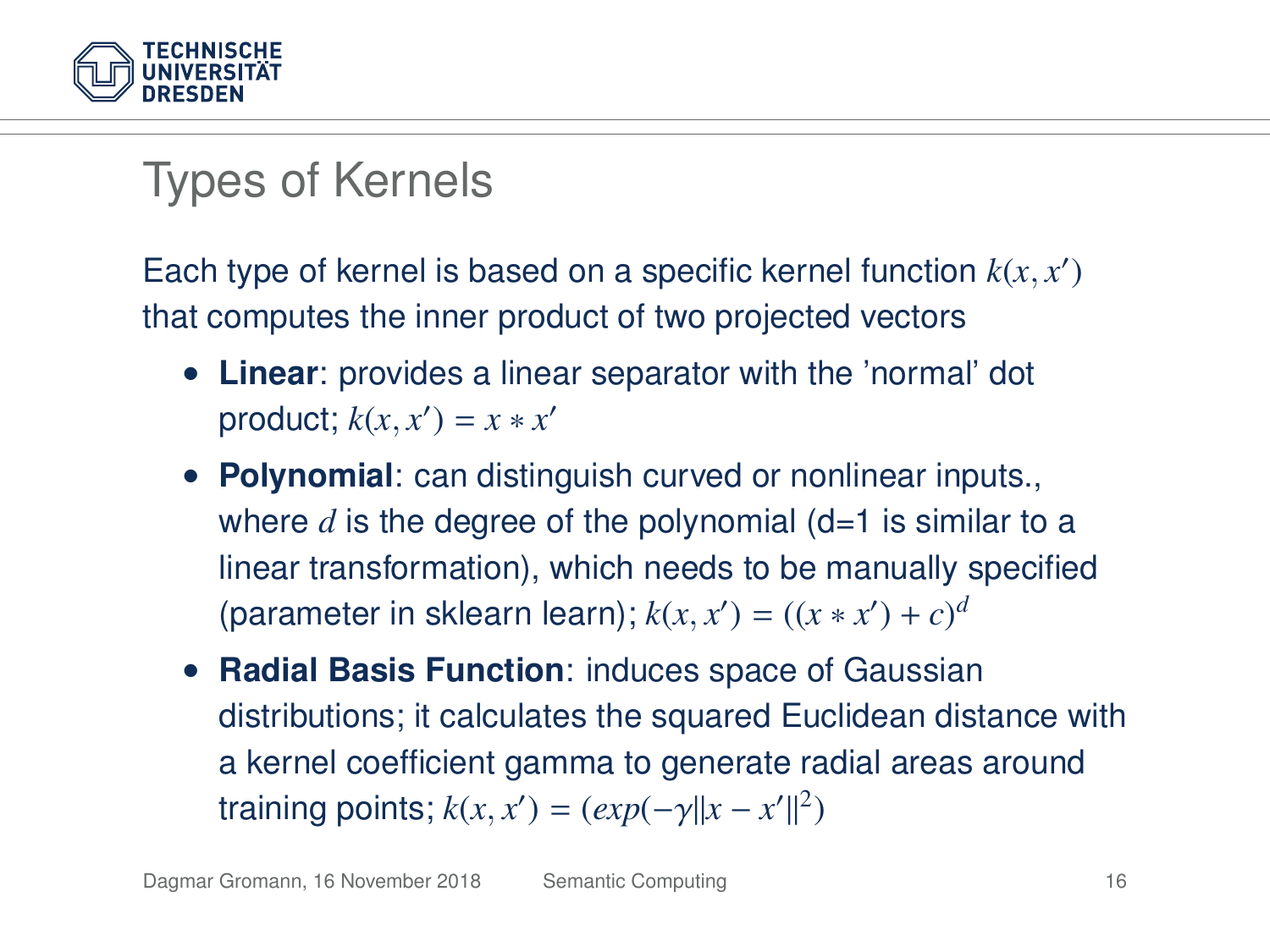# Types of Kernels

Each type of kernel is based on a specific kernel function $k(x, x')$ that computes the inner product of two projected vectors

- **Linear**: provides a linear separator with the 'normal' dot product; $k(x, x') = x * x'$
- **Polynomial**: can distinguish curved or nonlinear inputs., where $d$ is the degree of the polynomial (d=1 is similar to a linear transformation), which needs to be manually specified (parameter in sklearn learn); $k(x, x') = ((x * x') + c)^d$
- **Radial Basis Function**: induces space of Gaussian distributions; it calculates the squared Euclidean distance with a kernel coefficient gamma to generate radial areas around training points; $k(x, x') = (exp(-\gamma \|x - x'\|^2)$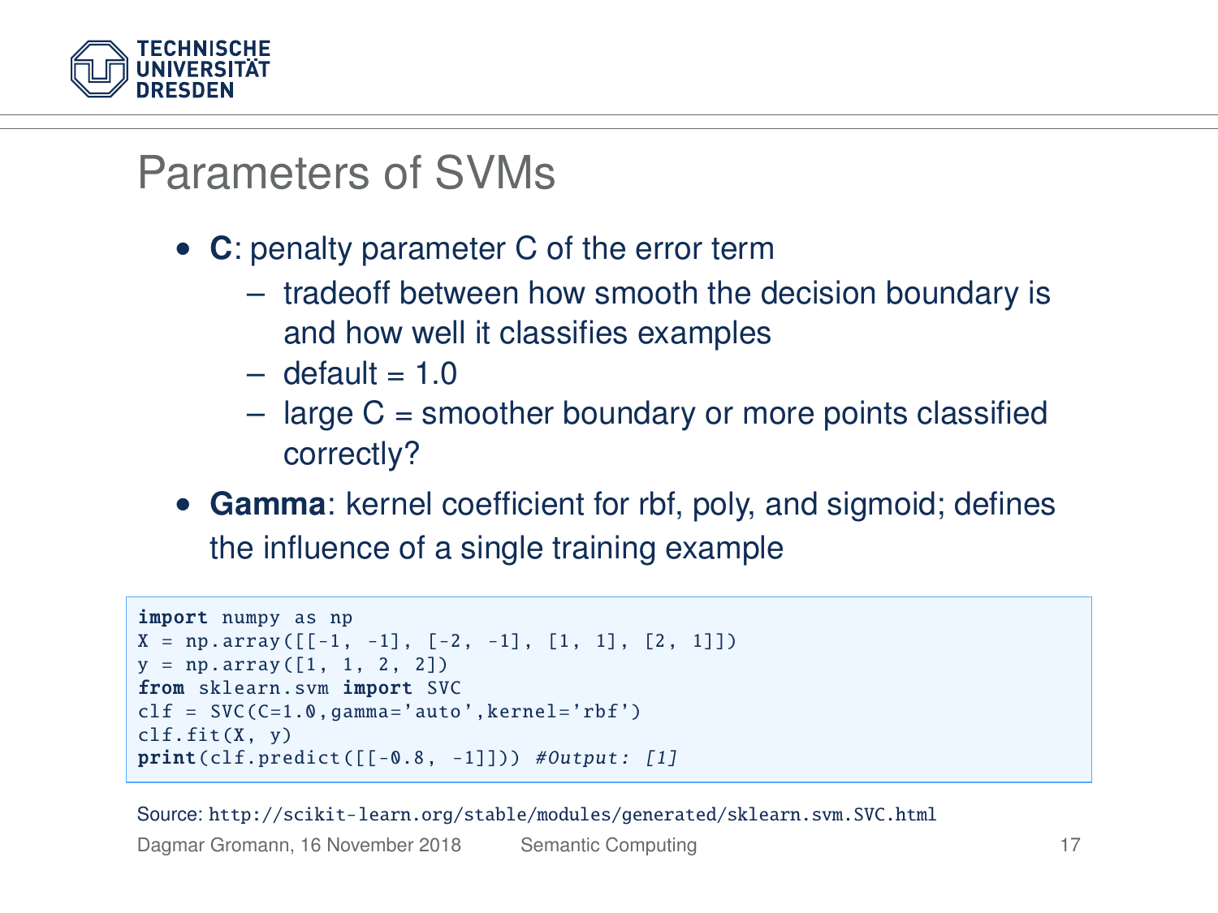# Parameters of SVMs

- **C**: penalty parameter C of the error term
  - tradeoff between how smooth the decision boundary is and how well it classifies examples
  - default = 1.0
  - large C = smoother boundary or more points classified correctly?
- **Gamma**: kernel coefficient for rbf, poly, and sigmoid; defines the influence of a single training example

```
import numpy as np
X = np.array([[-1, -1], [-2, -1], [1, 1], [2, 1]])
y = np.array([1, 1, 2, 2])
from sklearn.svm import SVC
clf = SVC(C=1.0,gamma='auto',kernel='rbf')
clf.fit(X, y)
print(clf.predict([[-0.8, -1]])) #Output: [1]
```

Source: http://scikit-learn.org/stable/modules/generated/sklearn.svm.SVC.html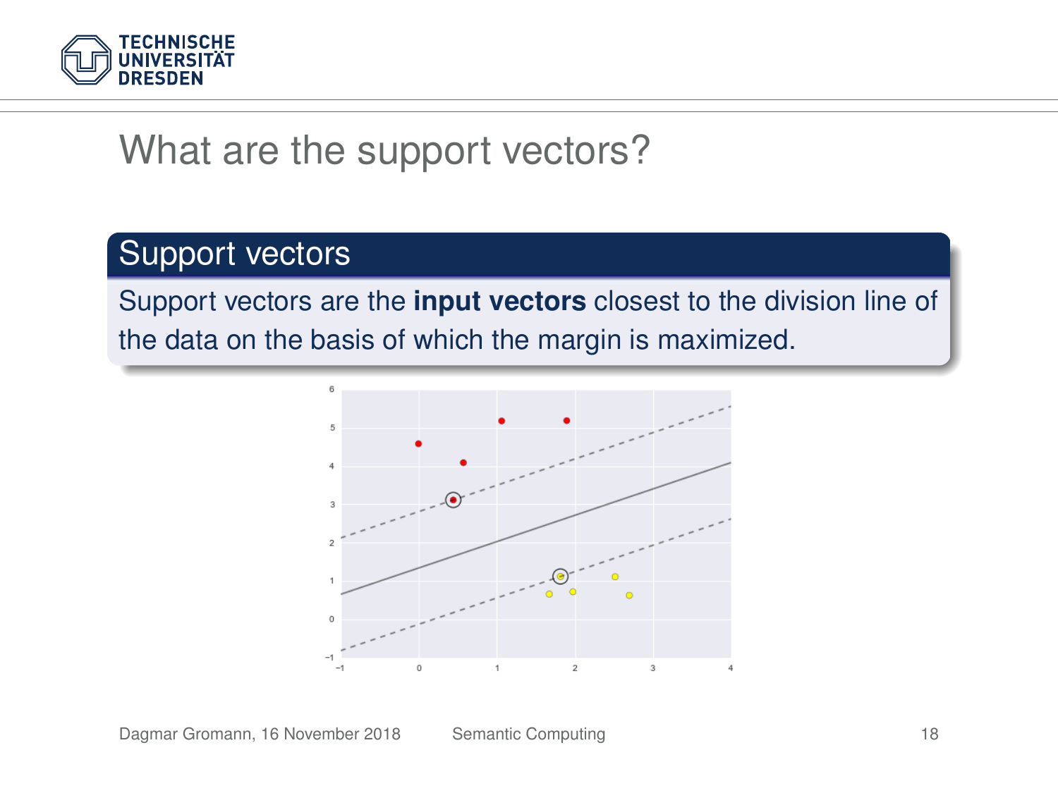# What are the support vectors?

## Support vectors

Support vectors are the **input vectors** closest to the division line of the data on the basis of which the margin is maximized.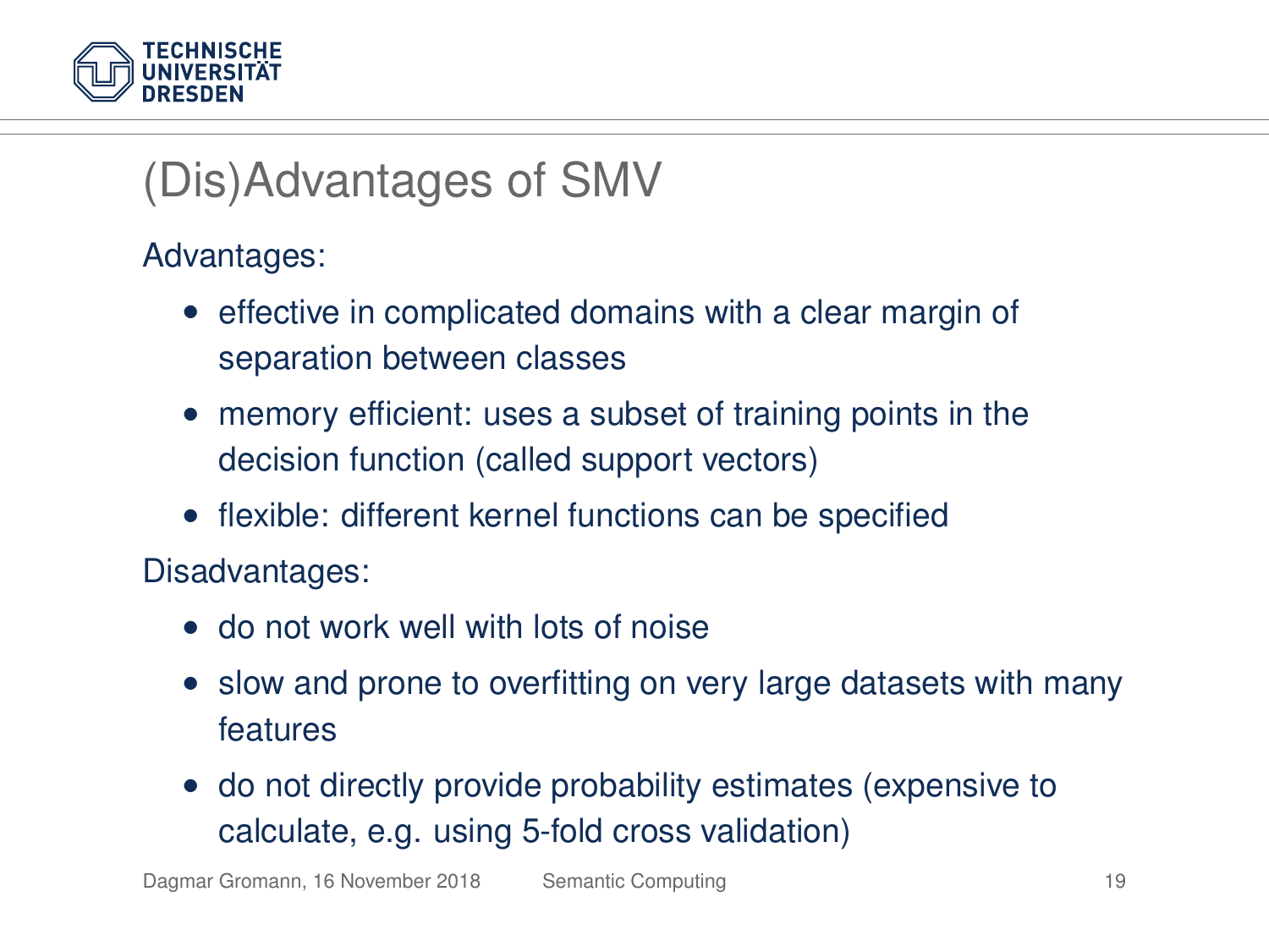# (Dis)Advantages of SMV

Advantages:

- effective in complicated domains with a clear margin of separation between classes
- memory efficient: uses a subset of training points in the decision function (called support vectors)
- flexible: different kernel functions can be specified

Disadvantages:

- do not work well with lots of noise
- slow and prone to overfitting on very large datasets with many features
- do not directly provide probability estimates (expensive to calculate, e.g. using 5-fold cross validation)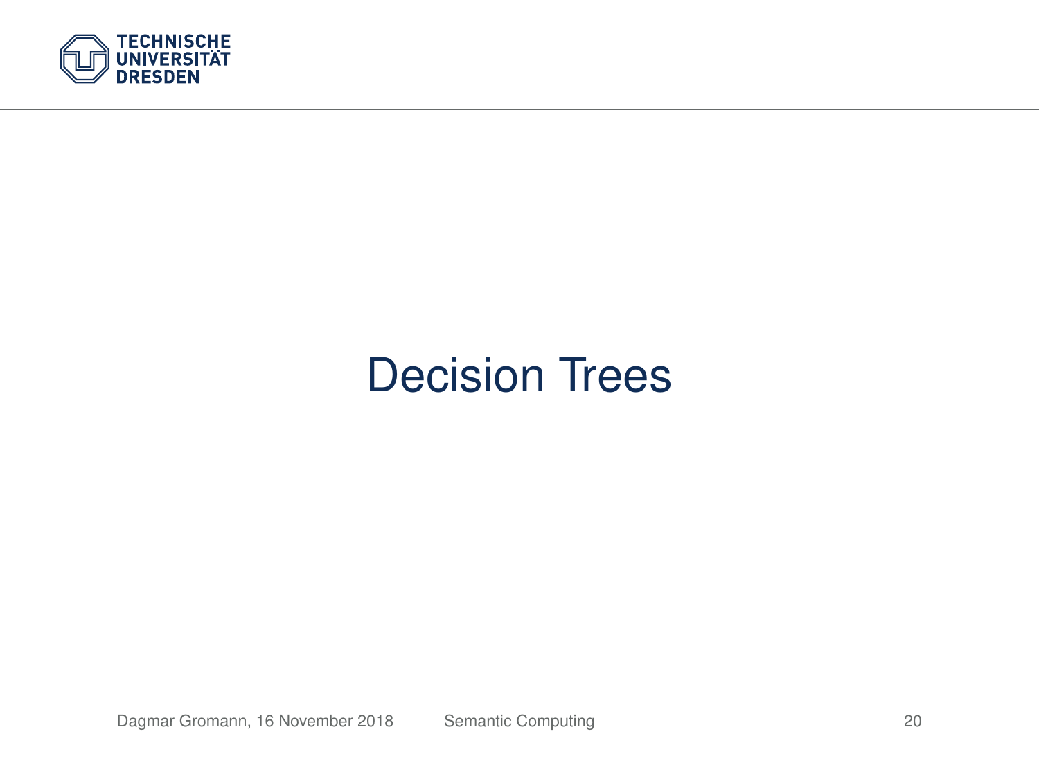# Decision Trees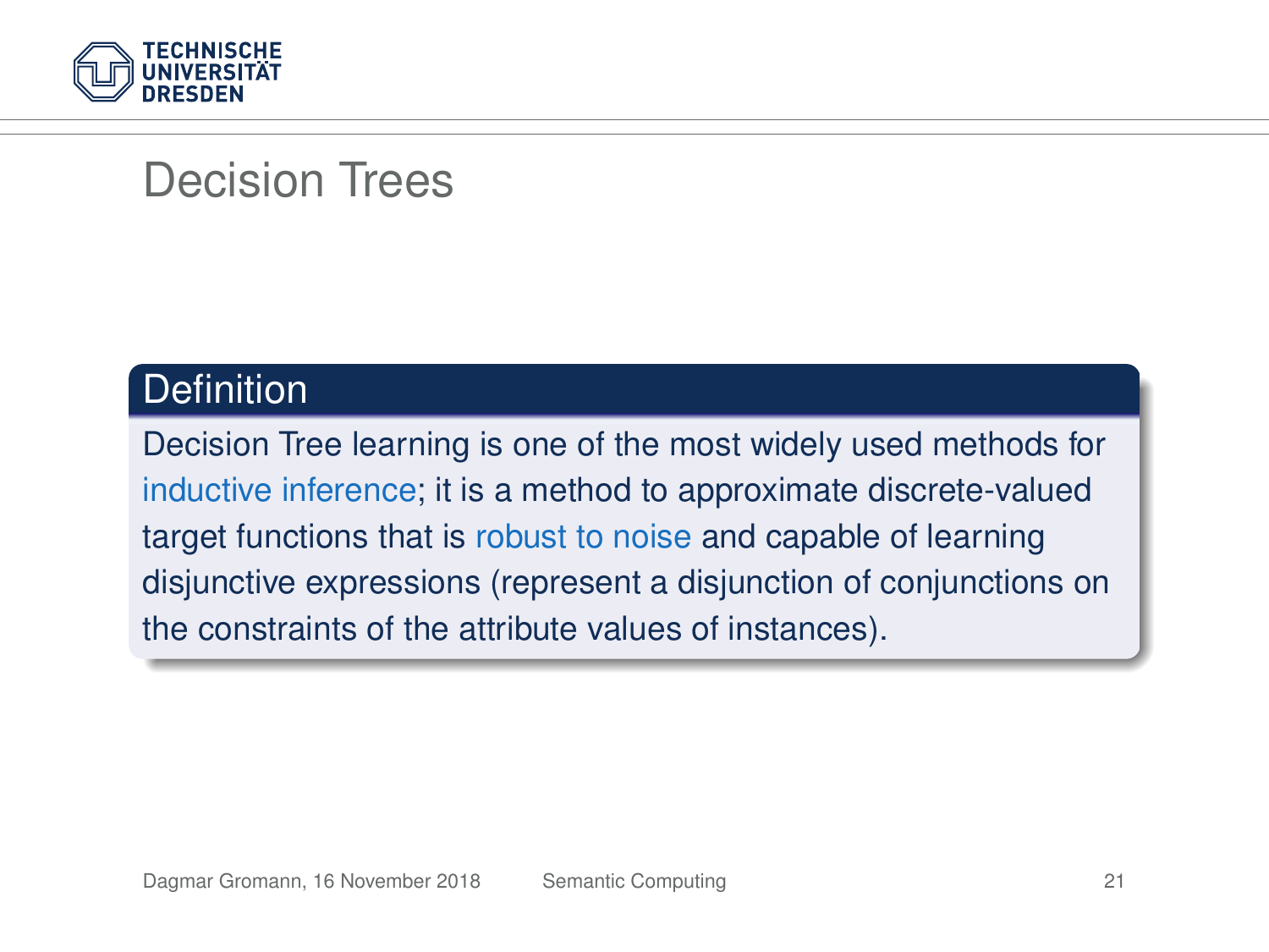# Decision Trees

**Definition**

Decision Tree learning is one of the most widely used methods for inductive inference; it is a method to approximate discrete-valued target functions that is robust to noise and capable of learning disjunctive expressions (represent a disjunction of conjunctions on the constraints of the attribute values of instances).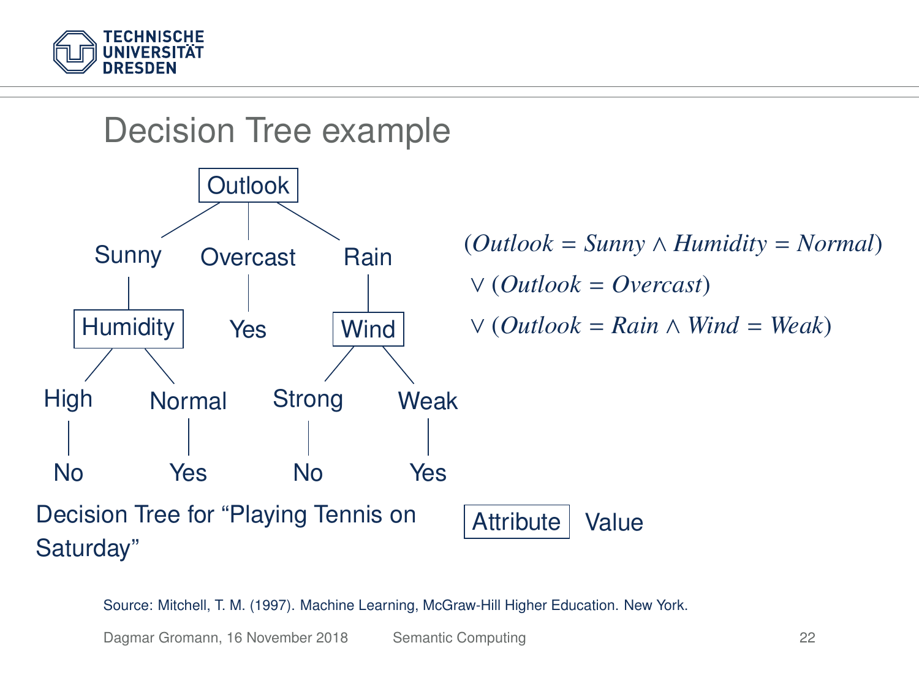# Decision Tree example

- **Outlook**
  - Sunny
    - **Humidity**
      - High → No
      - Normal → Yes
  - Overcast → Yes
  - Rain
    - **Wind**
      - Strong → No
      - Weak → Yes

$$(Outlook = Sunny \wedge Humidity = Normal)$$
$$\vee\ (Outlook = Overcast)$$
$$\vee\ (Outlook = Rain \wedge Wind = Weak)$$

Decision Tree for "Playing Tennis on Saturday"

Legend: Attribute (boxed) | Value

Source: Mitchell, T. M. (1997). Machine Learning, McGraw-Hill Higher Education. New York.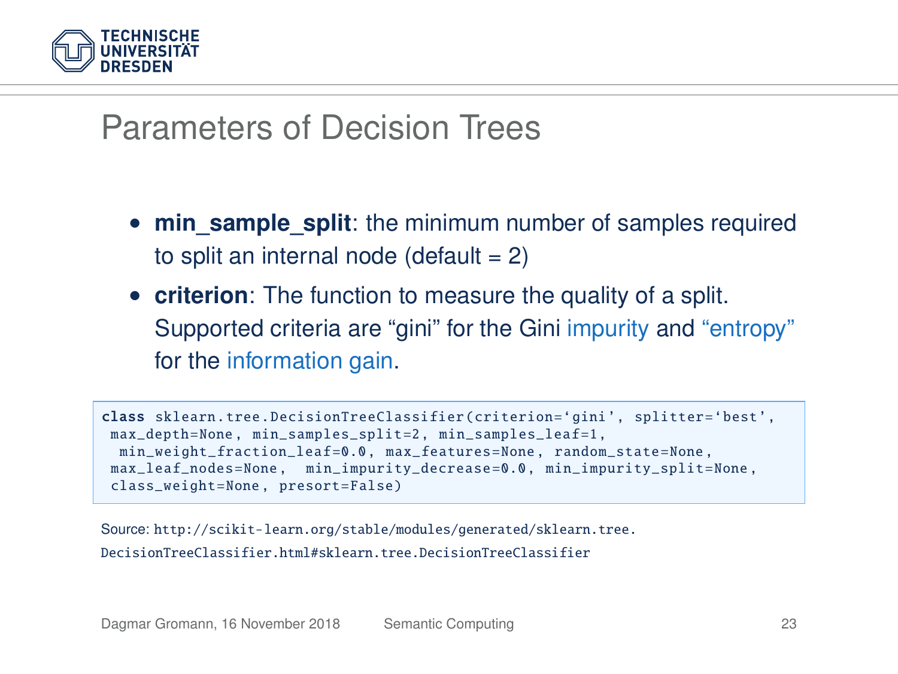# Parameters of Decision Trees

- **min_sample_split**: the minimum number of samples required to split an internal node (default = 2)
- **criterion**: The function to measure the quality of a split. Supported criteria are "gini" for the Gini impurity and "entropy" for the information gain.

```
class sklearn.tree.DecisionTreeClassifier(criterion='gini', splitter='best',
 max_depth=None, min_samples_split=2, min_samples_leaf=1,
  min_weight_fraction_leaf=0.0, max_features=None, random_state=None,
 max_leaf_nodes=None,  min_impurity_decrease=0.0, min_impurity_split=None,
 class_weight=None, presort=False)
```

Source: http://scikit-learn.org/stable/modules/generated/sklearn.tree.DecisionTreeClassifier.html#sklearn.tree.DecisionTreeClassifier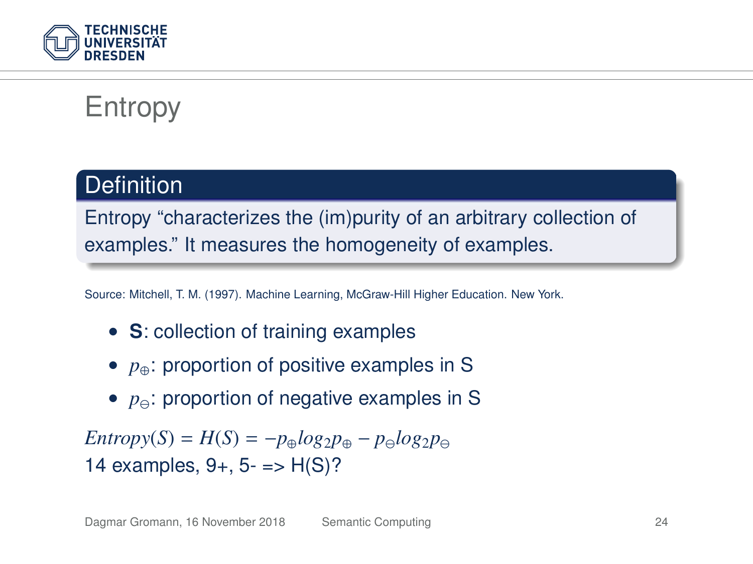# Entropy

**Definition**

Entropy "characterizes the (im)purity of an arbitrary collection of examples." It measures the homogeneity of examples.

Source: Mitchell, T. M. (1997). Machine Learning, McGraw-Hill Higher Education. New York.

- **S**: collection of training examples
- $p_{\oplus}$: proportion of positive examples in S
- $p_{\ominus}$: proportion of negative examples in S

$Entropy(S) = H(S) = -p_{\oplus} log_2 p_{\oplus} - p_{\ominus} log_2 p_{\ominus}$

14 examples, 9+, 5- => H(S)?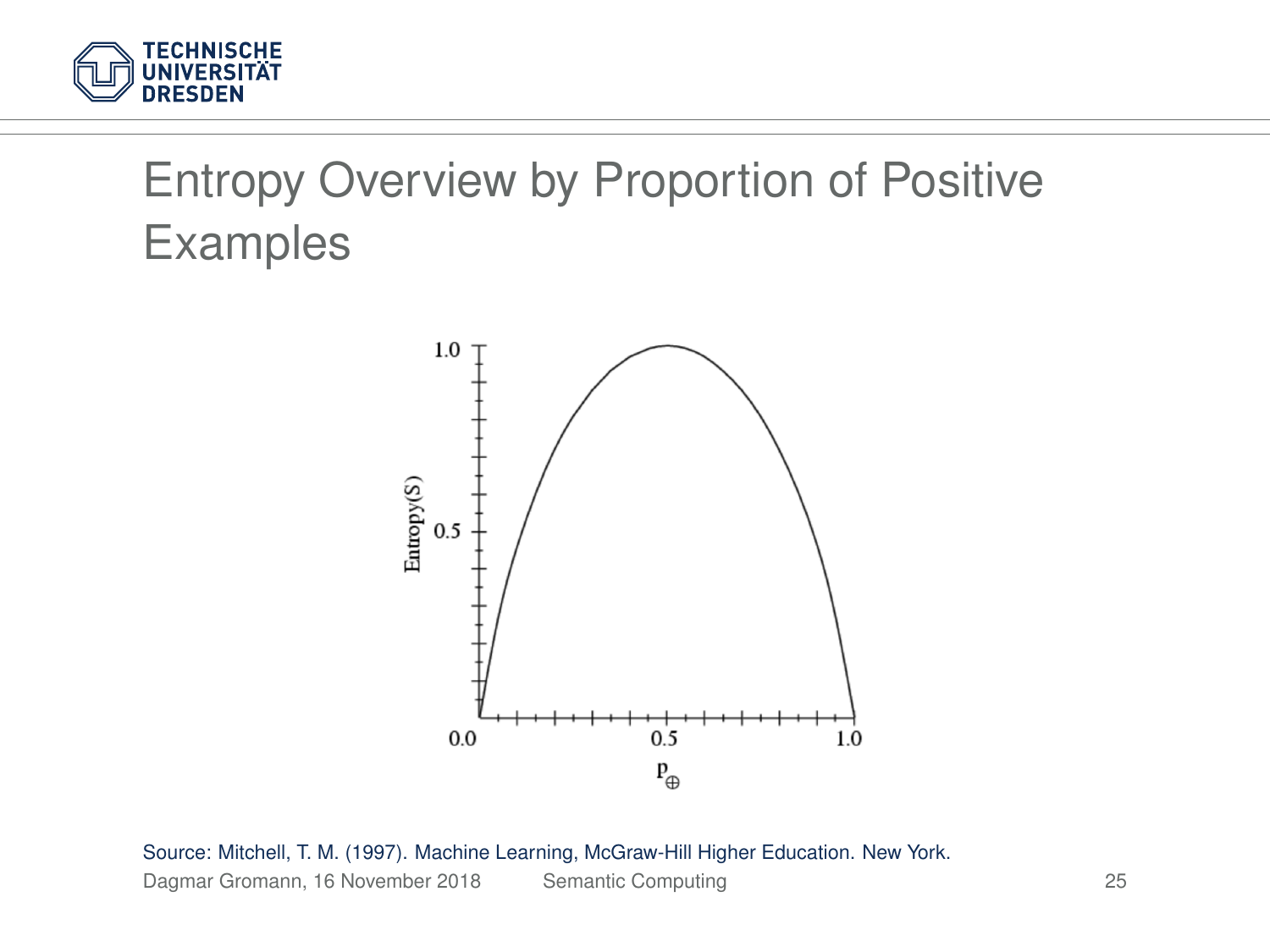# Entropy Overview by Proportion of Positive Examples

Source: Mitchell, T. M. (1997). Machine Learning, McGraw-Hill Higher Education. New York.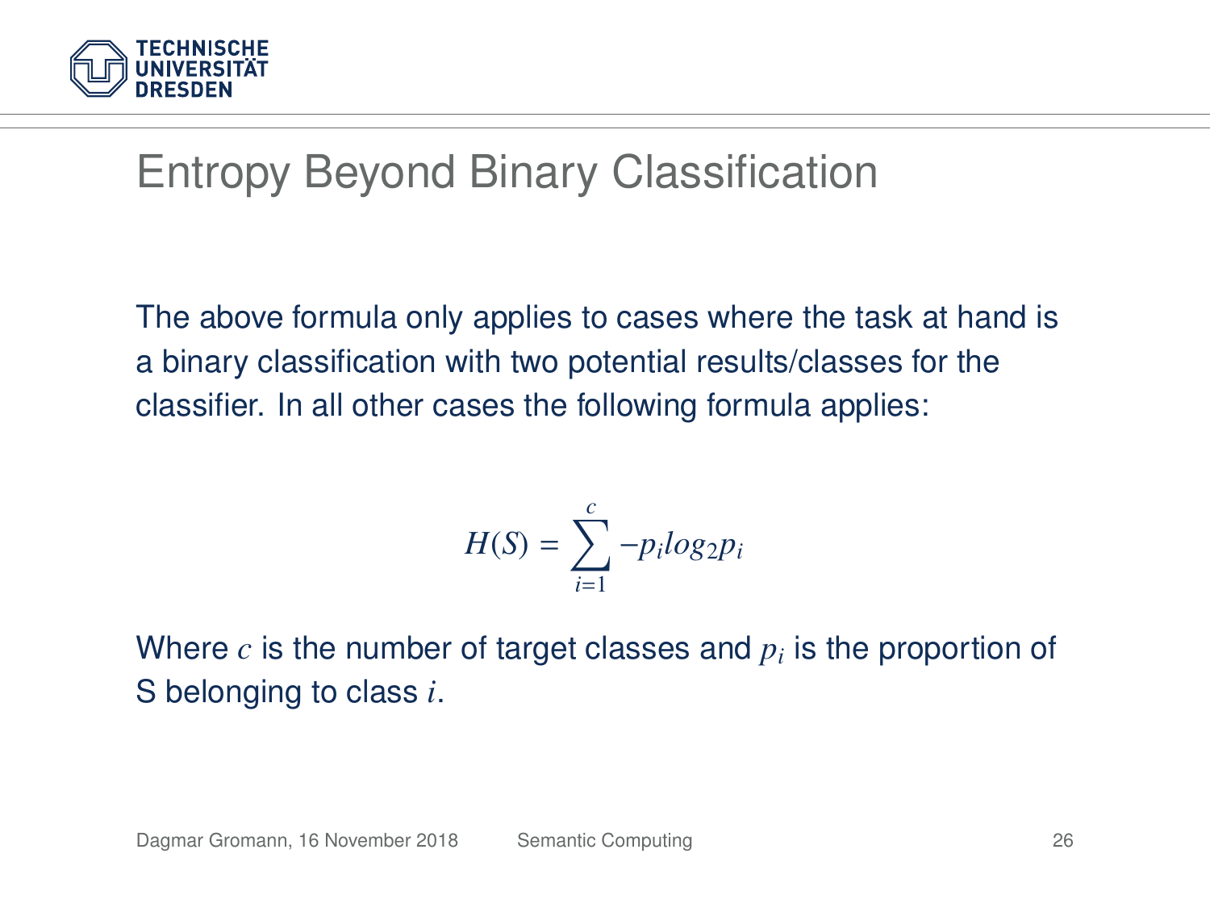# Entropy Beyond Binary Classification

The above formula only applies to cases where the task at hand is a binary classification with two potential results/classes for the classifier. In all other cases the following formula applies:

$$H(S) = \sum_{i=1}^{c} -p_i log_2 p_i$$

Where $c$ is the number of target classes and $p_i$ is the proportion of S belonging to class $i$.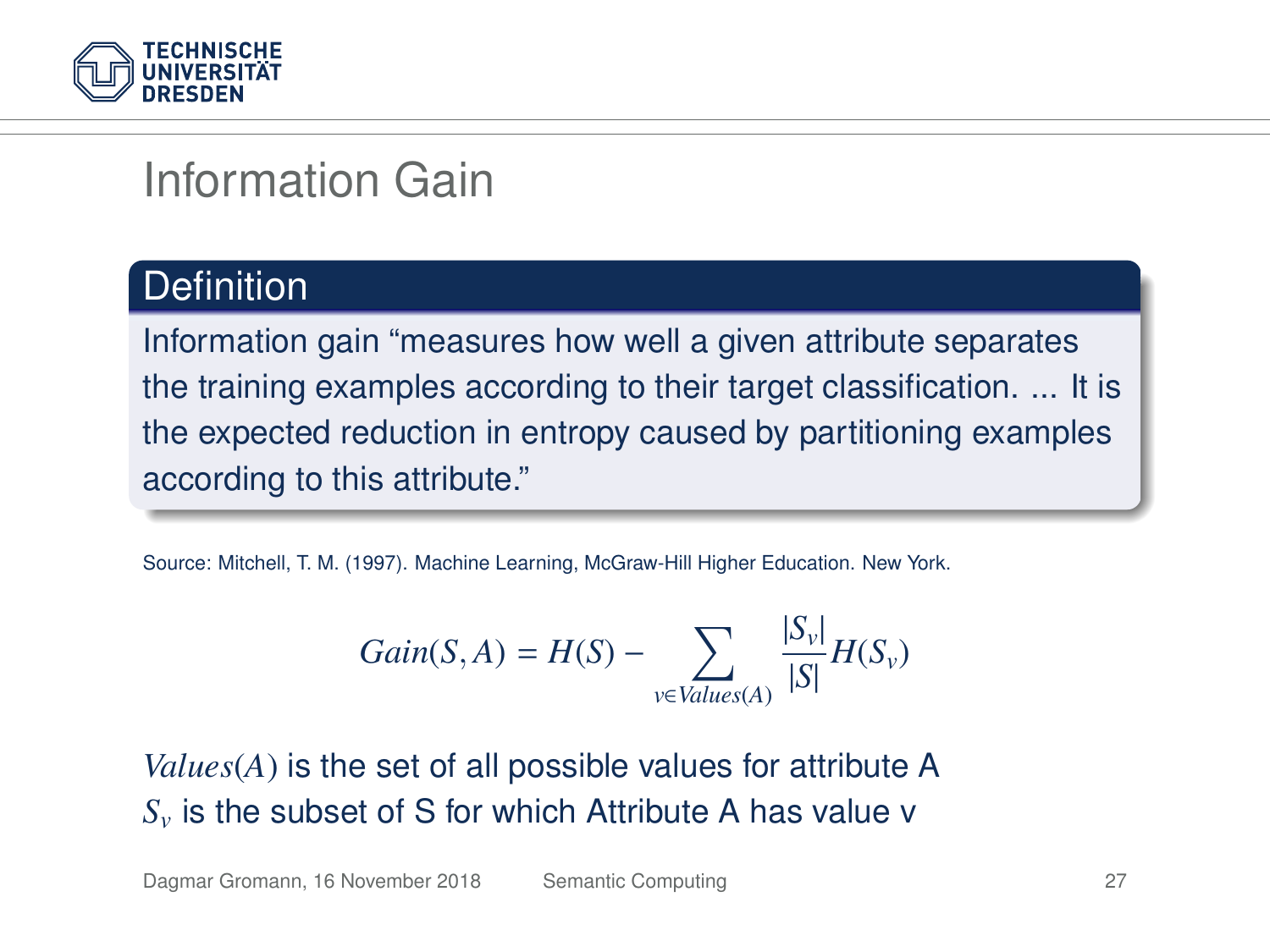# Information Gain

## Definition

Information gain "measures how well a given attribute separates the training examples according to their target classification. ... It is the expected reduction in entropy caused by partitioning examples according to this attribute."

Source: Mitchell, T. M. (1997). Machine Learning, McGraw-Hill Higher Education. New York.

$$Gain(S, A) = H(S) - \sum_{v \in Values(A)} \frac{|S_v|}{|S|} H(S_v)$$

$Values(A)$ is the set of all possible values for attribute A
$S_v$ is the subset of S for which Attribute A has value v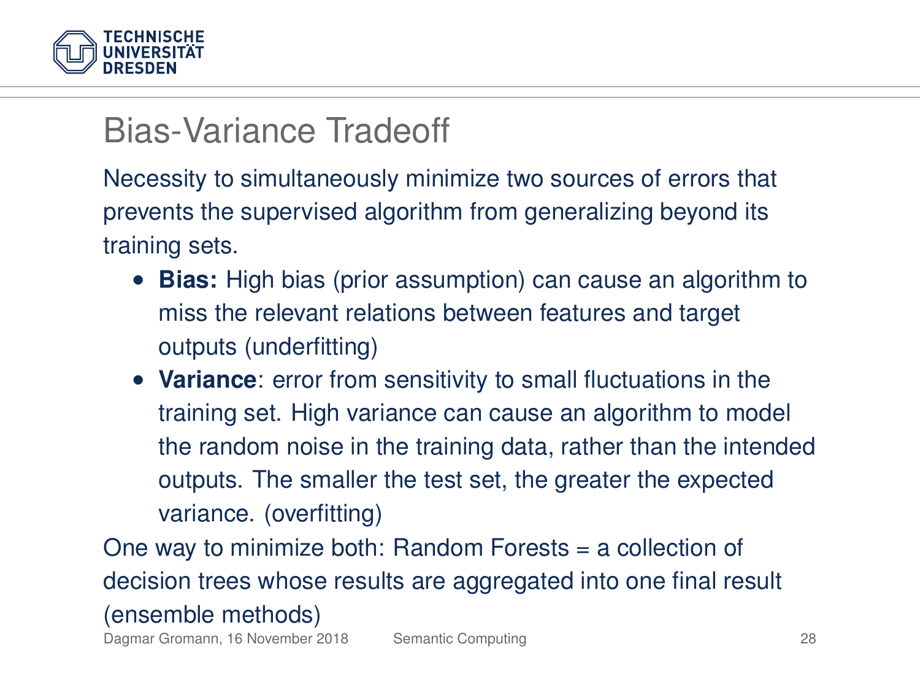# Bias-Variance Tradeoff

Necessity to simultaneously minimize two sources of errors that prevents the supervised algorithm from generalizing beyond its training sets.

- **Bias:** High bias (prior assumption) can cause an algorithm to miss the relevant relations between features and target outputs (underfitting)
- **Variance**: error from sensitivity to small fluctuations in the training set. High variance can cause an algorithm to model the random noise in the training data, rather than the intended outputs. The smaller the test set, the greater the expected variance. (overfitting)

One way to minimize both: Random Forests = a collection of decision trees whose results are aggregated into one final result (ensemble methods)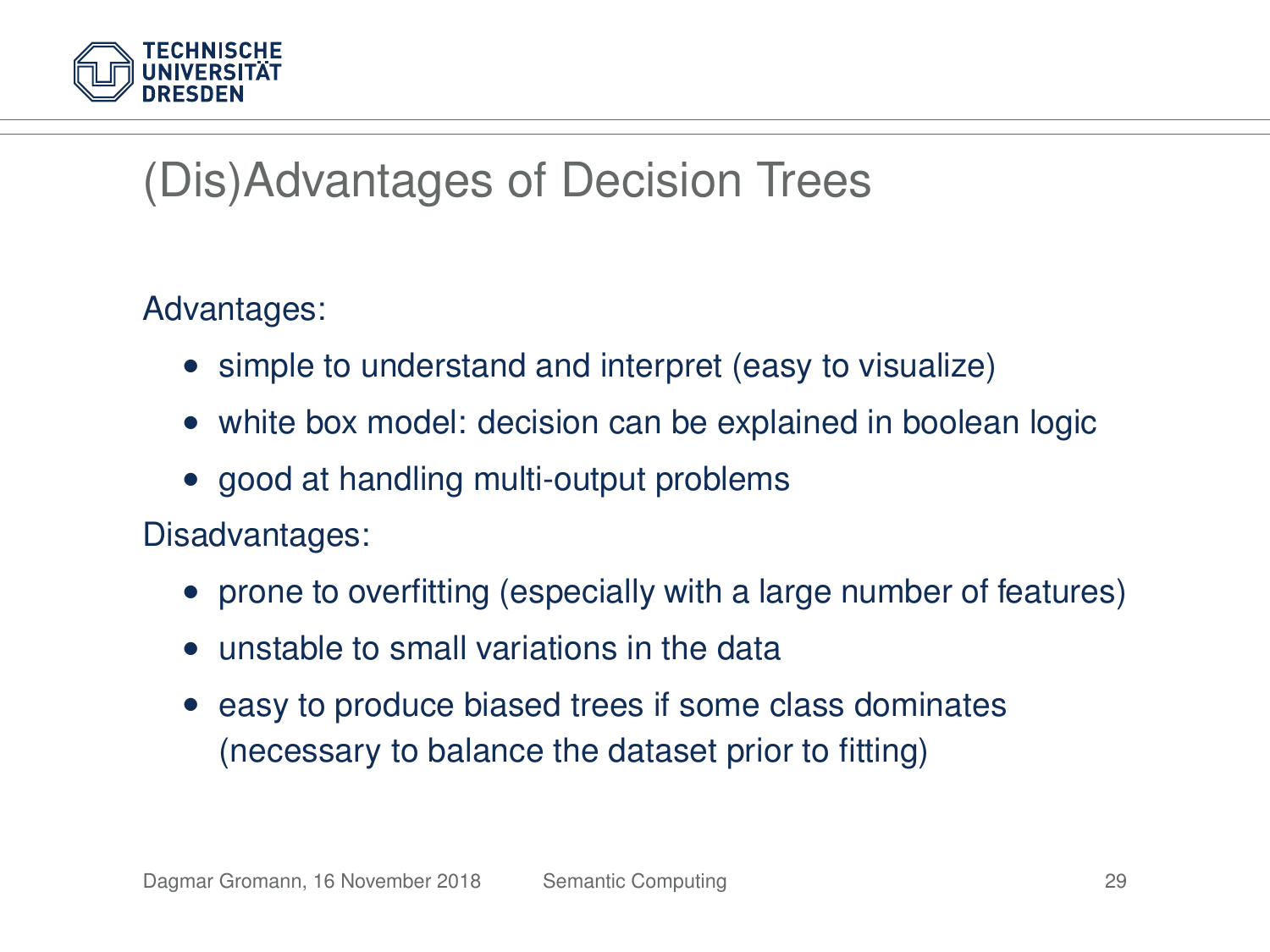# (Dis)Advantages of Decision Trees

Advantages:

- simple to understand and interpret (easy to visualize)
- white box model: decision can be explained in boolean logic
- good at handling multi-output problems

Disadvantages:

- prone to overfitting (especially with a large number of features)
- unstable to small variations in the data
- easy to produce biased trees if some class dominates (necessary to balance the dataset prior to fitting)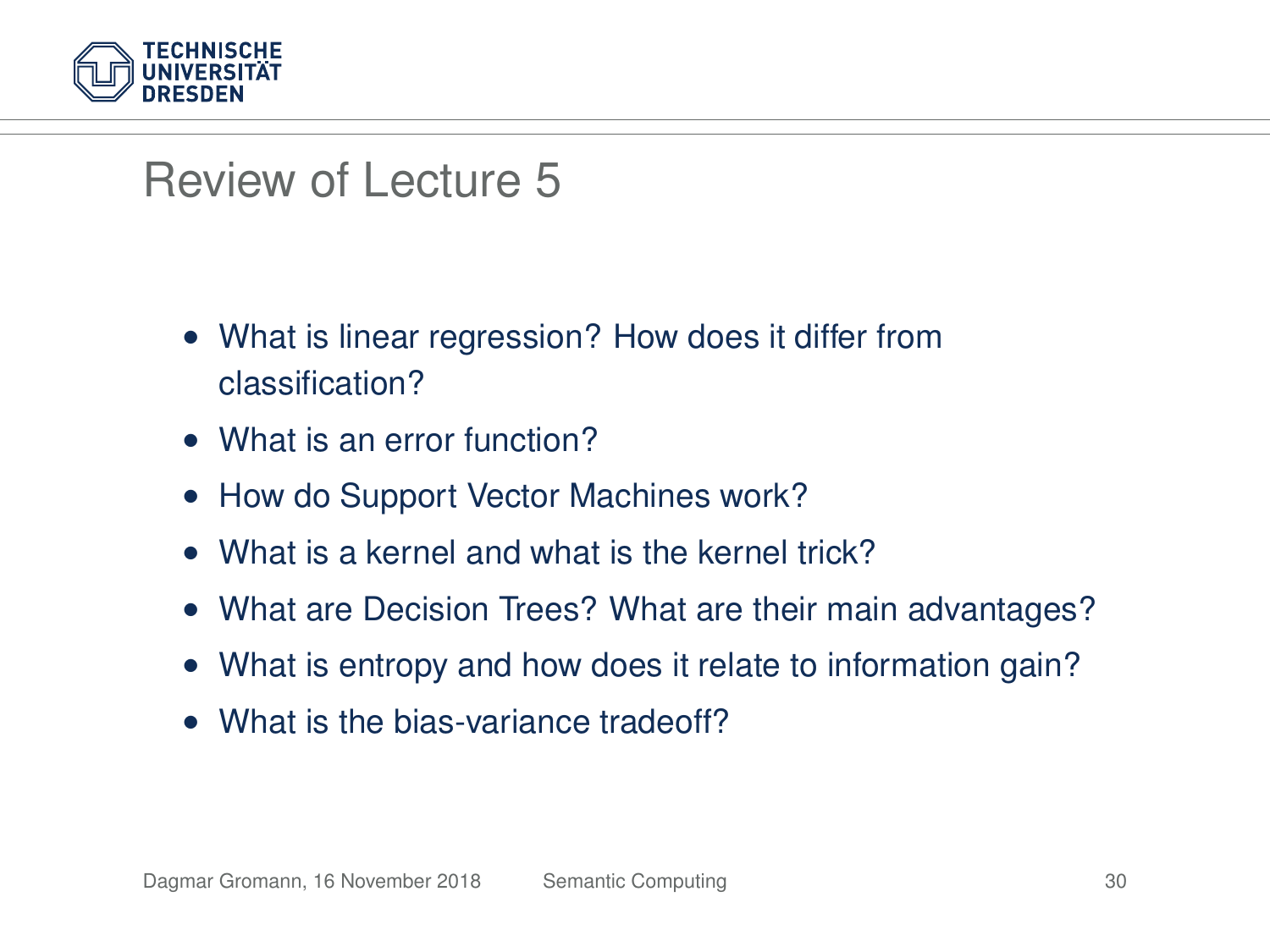# Review of Lecture 5

- What is linear regression? How does it differ from classification?
- What is an error function?
- How do Support Vector Machines work?
- What is a kernel and what is the kernel trick?
- What are Decision Trees? What are their main advantages?
- What is entropy and how does it relate to information gain?
- What is the bias-variance tradeoff?